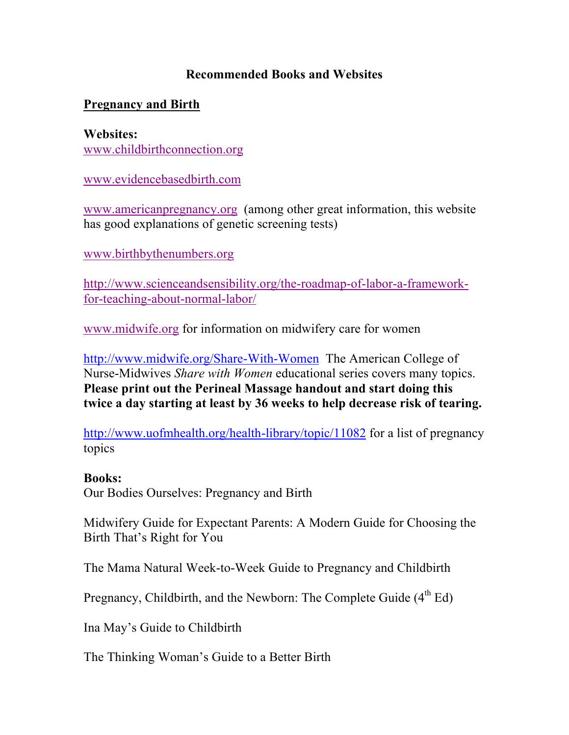# Recommended Books and Websites

## Pregnancy and Birth

**Websites:**

www.childbirthconnection.org

www.evidencebasedbirth.com

www.americanpregnancy.org (among other great information, this website has good explanations of genetic screening tests)

www.birthbythenumbers.org

http://www.scienceandsensibility.org/the-roadmap-of-labor-a-framework-for-teaching-about-normal-labor/

www.midwife.org for information on midwifery care for women

http://www.midwife.org/Share-With-Women The American College of Nurse-Midwives *Share with Women* educational series covers many topics. **Please print out the Perineal Massage handout and start doing this twice a day starting at least by 36 weeks to help decrease risk of tearing.**

http://www.uofmhealth.org/health-library/topic/11082 for a list of pregnancy topics

**Books:**

Our Bodies Ourselves: Pregnancy and Birth

Midwifery Guide for Expectant Parents: A Modern Guide for Choosing the Birth That's Right for You

The Mama Natural Week-to-Week Guide to Pregnancy and Childbirth

Pregnancy, Childbirth, and the Newborn: The Complete Guide (4th Ed)

Ina May's Guide to Childbirth

The Thinking Woman's Guide to a Better Birth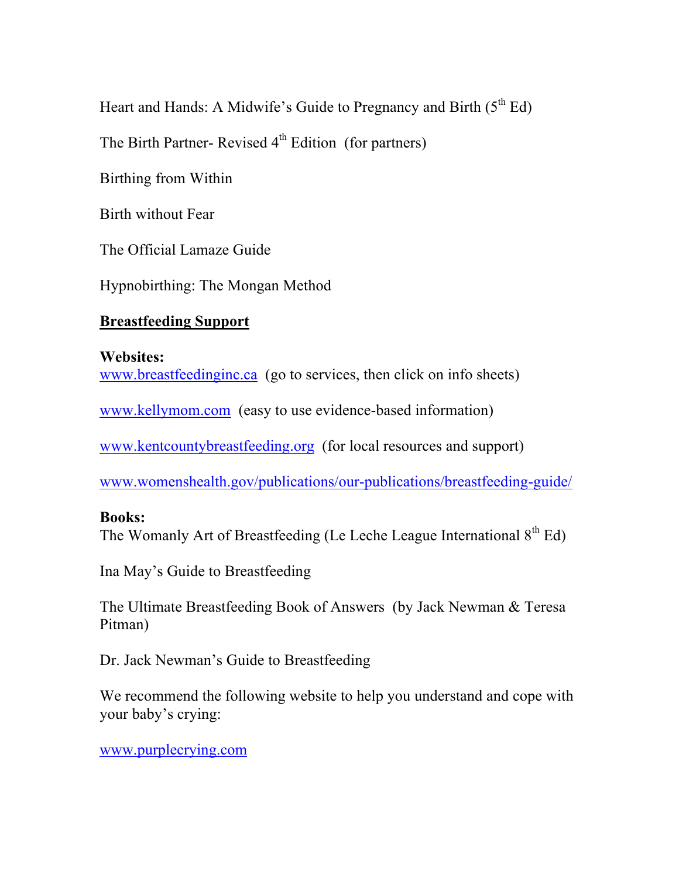Heart and Hands: A Midwife's Guide to Pregnancy and Birth (5th Ed)

The Birth Partner- Revised 4th Edition (for partners)

Birthing from Within

Birth without Fear

The Official Lamaze Guide

Hypnobirthing: The Mongan Method

**<u>Breastfeeding Support</u>**

**Websites:**

www.breastfeedinginc.ca (go to services, then click on info sheets)

www.kellymom.com (easy to use evidence-based information)

www.kentcountybreastfeeding.org (for local resources and support)

www.womenshealth.gov/publications/our-publications/breastfeeding-guide/

**Books:**

The Womanly Art of Breastfeeding (Le Leche League International 8th Ed)

Ina May's Guide to Breastfeeding

The Ultimate Breastfeeding Book of Answers (by Jack Newman & Teresa Pitman)

Dr. Jack Newman's Guide to Breastfeeding

We recommend the following website to help you understand and cope with your baby's crying:

www.purplecrying.com